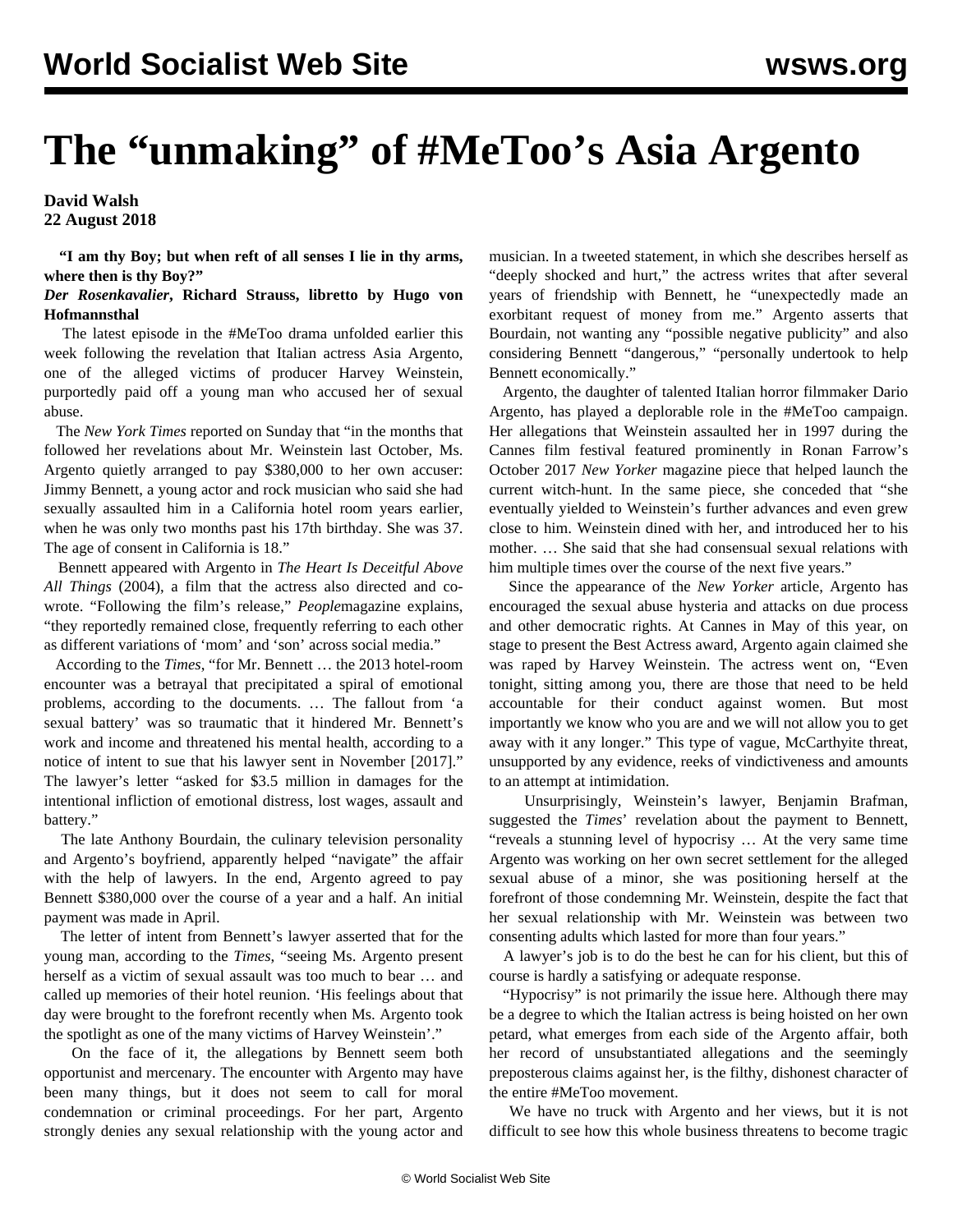# The "unmaking" of #MeToo's Asia Argento

**David Walsh**
**22 August 2018**

**"I am thy Boy; but when reft of all senses I lie in thy arms, where then is thy Boy?"**
***Der Rosenkavalier*, Richard Strauss, libretto by Hugo von Hofmannsthal**

The latest episode in the #MeToo drama unfolded earlier this week following the revelation that Italian actress Asia Argento, one of the alleged victims of producer Harvey Weinstein, purportedly paid off a young man who accused her of sexual abuse.

The *New York Times* reported on Sunday that "in the months that followed her revelations about Mr. Weinstein last October, Ms. Argento quietly arranged to pay $380,000 to her own accuser: Jimmy Bennett, a young actor and rock musician who said she had sexually assaulted him in a California hotel room years earlier, when he was only two months past his 17th birthday. She was 37. The age of consent in California is 18."

Bennett appeared with Argento in *The Heart Is Deceitful Above All Things* (2004), a film that the actress also directed and co-wrote. "Following the film's release," *People*magazine explains, "they reportedly remained close, frequently referring to each other as different variations of 'mom' and 'son' across social media."

According to the *Times*, "for Mr. Bennett … the 2013 hotel-room encounter was a betrayal that precipitated a spiral of emotional problems, according to the documents. … The fallout from 'a sexual battery' was so traumatic that it hindered Mr. Bennett's work and income and threatened his mental health, according to a notice of intent to sue that his lawyer sent in November [2017]." The lawyer's letter "asked for $3.5 million in damages for the intentional infliction of emotional distress, lost wages, assault and battery."

The late Anthony Bourdain, the culinary television personality and Argento's boyfriend, apparently helped "navigate" the affair with the help of lawyers. In the end, Argento agreed to pay Bennett $380,000 over the course of a year and a half. An initial payment was made in April.

The letter of intent from Bennett's lawyer asserted that for the young man, according to the *Times*, "seeing Ms. Argento present herself as a victim of sexual assault was too much to bear … and called up memories of their hotel reunion. 'His feelings about that day were brought to the forefront recently when Ms. Argento took the spotlight as one of the many victims of Harvey Weinstein'."

On the face of it, the allegations by Bennett seem both opportunist and mercenary. The encounter with Argento may have been many things, but it does not seem to call for moral condemnation or criminal proceedings. For her part, Argento strongly denies any sexual relationship with the young actor and musician. In a tweeted statement, in which she describes herself as "deeply shocked and hurt," the actress writes that after several years of friendship with Bennett, he "unexpectedly made an exorbitant request of money from me." Argento asserts that Bourdain, not wanting any "possible negative publicity" and also considering Bennett "dangerous," "personally undertook to help Bennett economically."

Argento, the daughter of talented Italian horror filmmaker Dario Argento, has played a deplorable role in the #MeToo campaign. Her allegations that Weinstein assaulted her in 1997 during the Cannes film festival featured prominently in Ronan Farrow's October 2017 *New Yorker* magazine piece that helped launch the current witch-hunt. In the same piece, she conceded that "she eventually yielded to Weinstein's further advances and even grew close to him. Weinstein dined with her, and introduced her to his mother. … She said that she had consensual sexual relations with him multiple times over the course of the next five years."

Since the appearance of the *New Yorker* article, Argento has encouraged the sexual abuse hysteria and attacks on due process and other democratic rights. At Cannes in May of this year, on stage to present the Best Actress award, Argento again claimed she was raped by Harvey Weinstein. The actress went on, "Even tonight, sitting among you, there are those that need to be held accountable for their conduct against women. But most importantly we know who you are and we will not allow you to get away with it any longer." This type of vague, McCarthyite threat, unsupported by any evidence, reeks of vindictiveness and amounts to an attempt at intimidation.

Unsurprisingly, Weinstein's lawyer, Benjamin Brafman, suggested the *Times*' revelation about the payment to Bennett, "reveals a stunning level of hypocrisy … At the very same time Argento was working on her own secret settlement for the alleged sexual abuse of a minor, she was positioning herself at the forefront of those condemning Mr. Weinstein, despite the fact that her sexual relationship with Mr. Weinstein was between two consenting adults which lasted for more than four years."

A lawyer's job is to do the best he can for his client, but this of course is hardly a satisfying or adequate response.

"Hypocrisy" is not primarily the issue here. Although there may be a degree to which the Italian actress is being hoisted on her own petard, what emerges from each side of the Argento affair, both her record of unsubstantiated allegations and the seemingly preposterous claims against her, is the filthy, dishonest character of the entire #MeToo movement.

We have no truck with Argento and her views, but it is not difficult to see how this whole business threatens to become tragic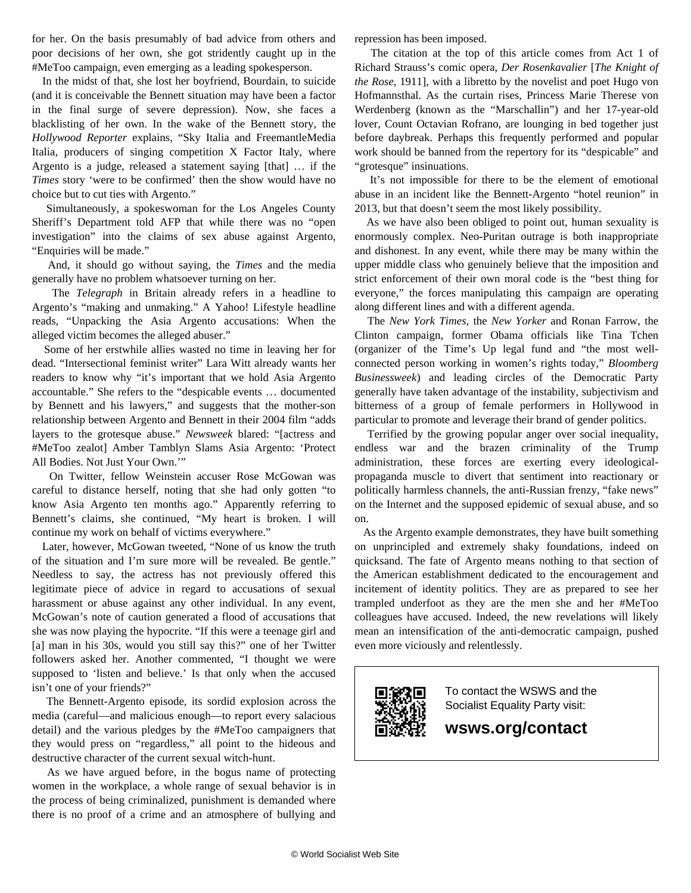for her. On the basis presumably of bad advice from others and poor decisions of her own, she got stridently caught up in the #MeToo campaign, even emerging as a leading spokesperson.

In the midst of that, she lost her boyfriend, Bourdain, to suicide (and it is conceivable the Bennett situation may have been a factor in the final surge of severe depression). Now, she faces a blacklisting of her own. In the wake of the Bennett story, the *Hollywood Reporter* explains, "Sky Italia and FreemantleMedia Italia, producers of singing competition X Factor Italy, where Argento is a judge, released a statement saying [that] … if the *Times* story 'were to be confirmed' then the show would have no choice but to cut ties with Argento."

Simultaneously, a spokeswoman for the Los Angeles County Sheriff's Department told AFP that while there was no "open investigation" into the claims of sex abuse against Argento, "Enquiries will be made."

And, it should go without saying, the *Times* and the media generally have no problem whatsoever turning on her.

The *Telegraph* in Britain already refers in a headline to Argento's "making and unmaking." A Yahoo! Lifestyle headline reads, "Unpacking the Asia Argento accusations: When the alleged victim becomes the alleged abuser."

Some of her erstwhile allies wasted no time in leaving her for dead. "Intersectional feminist writer" Lara Witt already wants her readers to know why "it's important that we hold Asia Argento accountable." She refers to the "despicable events … documented by Bennett and his lawyers," and suggests that the mother-son relationship between Argento and Bennett in their 2004 film "adds layers to the grotesque abuse." *Newsweek* blared: "[actress and #MeToo zealot] Amber Tamblyn Slams Asia Argento: 'Protect All Bodies. Not Just Your Own.'"

On Twitter, fellow Weinstein accuser Rose McGowan was careful to distance herself, noting that she had only gotten "to know Asia Argento ten months ago." Apparently referring to Bennett's claims, she continued, "My heart is broken. I will continue my work on behalf of victims everywhere."

Later, however, McGowan tweeted, "None of us know the truth of the situation and I'm sure more will be revealed. Be gentle." Needless to say, the actress has not previously offered this legitimate piece of advice in regard to accusations of sexual harassment or abuse against any other individual. In any event, McGowan's note of caution generated a flood of accusations that she was now playing the hypocrite. "If this were a teenage girl and [a] man in his 30s, would you still say this?" one of her Twitter followers asked her. Another commented, "I thought we were supposed to 'listen and believe.' Is that only when the accused isn't one of your friends?"

The Bennett-Argento episode, its sordid explosion across the media (careful—and malicious enough—to report every salacious detail) and the various pledges by the #MeToo campaigners that they would press on "regardless," all point to the hideous and destructive character of the current sexual witch-hunt.

As we have argued before, in the bogus name of protecting women in the workplace, a whole range of sexual behavior is in the process of being criminalized, punishment is demanded where there is no proof of a crime and an atmosphere of bullying and repression has been imposed.

The citation at the top of this article comes from Act 1 of Richard Strauss's comic opera, *Der Rosenkavalier* [*The Knight of the Rose*, 1911], with a libretto by the novelist and poet Hugo von Hofmannsthal. As the curtain rises, Princess Marie Therese von Werdenberg (known as the "Marschallin") and her 17-year-old lover, Count Octavian Rofrano, are lounging in bed together just before daybreak. Perhaps this frequently performed and popular work should be banned from the repertory for its "despicable" and "grotesque" insinuations.

It's not impossible for there to be the element of emotional abuse in an incident like the Bennett-Argento "hotel reunion" in 2013, but that doesn't seem the most likely possibility.

As we have also been obliged to point out, human sexuality is enormously complex. Neo-Puritan outrage is both inappropriate and dishonest. In any event, while there may be many within the upper middle class who genuinely believe that the imposition and strict enforcement of their own moral code is the "best thing for everyone," the forces manipulating this campaign are operating along different lines and with a different agenda.

The *New York Times*, the *New Yorker* and Ronan Farrow, the Clinton campaign, former Obama officials like Tina Tchen (organizer of the Time's Up legal fund and "the most well-connected person working in women's rights today," *Bloomberg Businessweek*) and leading circles of the Democratic Party generally have taken advantage of the instability, subjectivism and bitterness of a group of female performers in Hollywood in particular to promote and leverage their brand of gender politics.

Terrified by the growing popular anger over social inequality, endless war and the brazen criminality of the Trump administration, these forces are exerting every ideological-propaganda muscle to divert that sentiment into reactionary or politically harmless channels, the anti-Russian frenzy, "fake news" on the Internet and the supposed epidemic of sexual abuse, and so on.

As the Argento example demonstrates, they have built something on unprincipled and extremely shaky foundations, indeed on quicksand. The fate of Argento means nothing to that section of the American establishment dedicated to the encouragement and incitement of identity politics. They are as prepared to see her trampled underfoot as they are the men she and her #MeToo colleagues have accused. Indeed, the new revelations will likely mean an intensification of the anti-democratic campaign, pushed even more viciously and relentlessly.

To contact the WSWS and the Socialist Equality Party visit:

**wsws.org/contact**